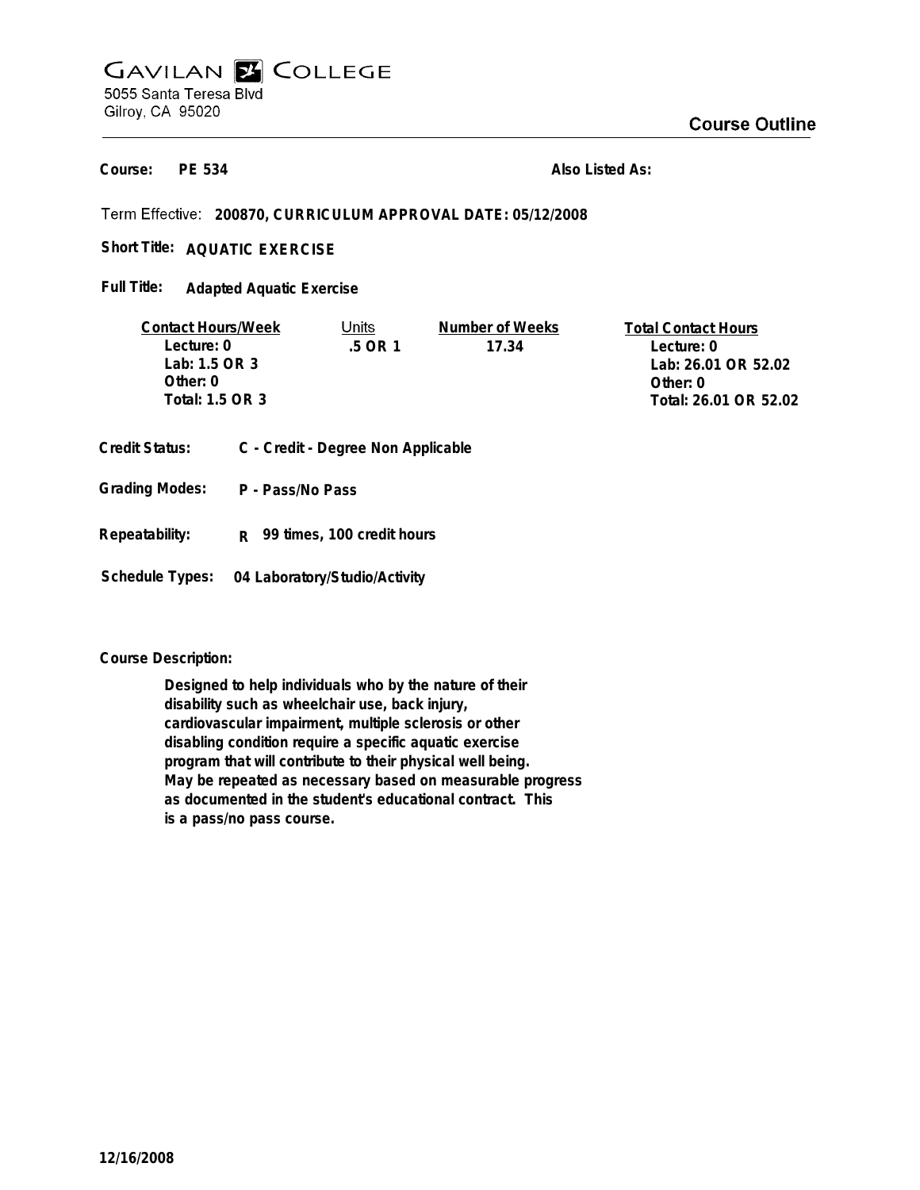# GAVILAN COLLEGE

5055 Santa Teresa Blvd
Gilroy, CA 95020

## Course Outline

**Course:** PE 534 **Also Listed As:**

Term Effective: **200870, CURRICULUM APPROVAL DATE: 05/12/2008**

**Short Title:** **AQUATIC EXERCISE**

**Full Title:** **Adapted Aquatic Exercise**

| Contact Hours/Week | Units | Number of Weeks | Total Contact Hours |
|---|---|---|---|
| Lecture: 0 | .5 OR 1 | 17.34 | Lecture: 0 |
| Lab: 1.5 OR 3 | | | Lab: 26.01 OR 52.02 |
| Other: 0 | | | Other: 0 |
| Total: 1.5 OR 3 | | | Total: 26.01 OR 52.02 |

**Credit Status:** C - Credit - Degree Non Applicable

**Grading Modes:** P - Pass/No Pass

**Repeatability:** R 99 times, 100 credit hours

**Schedule Types:** 04 Laboratory/Studio/Activity

**Course Description:**

Designed to help individuals who by the nature of their disability such as wheelchair use, back injury, cardiovascular impairment, multiple sclerosis or other disabling condition require a specific aquatic exercise program that will contribute to their physical well being. May be repeated as necessary based on measurable progress as documented in the student's educational contract. This is a pass/no pass course.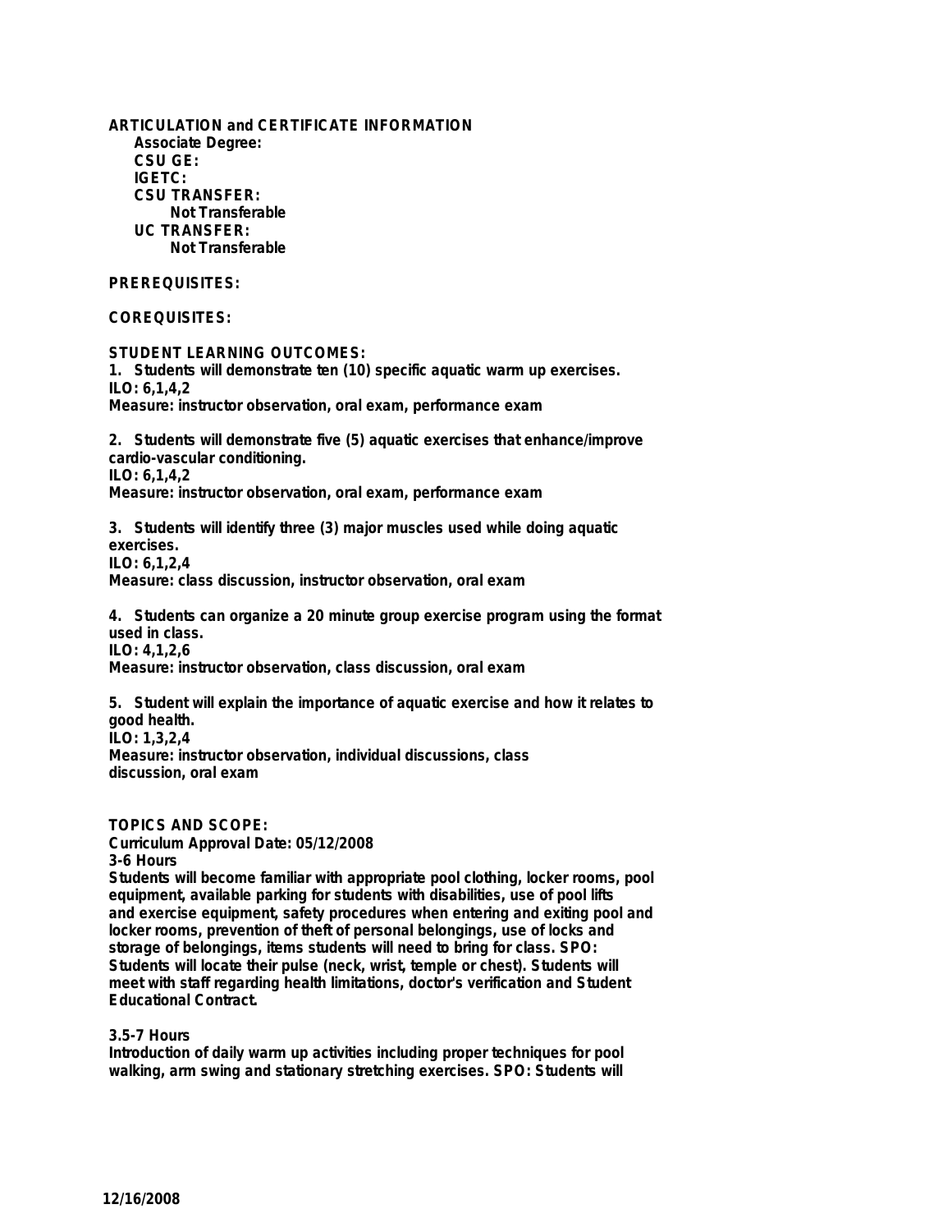**ARTICULATION and CERTIFICATE INFORMATION**

**Associate Degree:**

**CSU GE:**

**IGETC:**

**CSU TRANSFER:**

Not Transferable

**UC TRANSFER:**

Not Transferable

**PREREQUISITES:**

**COREQUISITES:**

**STUDENT LEARNING OUTCOMES:**

1. Students will demonstrate ten (10) specific aquatic warm up exercises.
ILO: 6,1,4,2
Measure: instructor observation, oral exam, performance exam

2. Students will demonstrate five (5) aquatic exercises that enhance/improve cardio-vascular conditioning.
ILO: 6,1,4,2
Measure: instructor observation, oral exam, performance exam

3. Students will identify three (3) major muscles used while doing aquatic exercises.
ILO: 6,1,2,4
Measure: class discussion, instructor observation, oral exam

4. Students can organize a 20 minute group exercise program using the format used in class.
ILO: 4,1,2,6
Measure: instructor observation, class discussion, oral exam

5. Student will explain the importance of aquatic exercise and how it relates to good health.
ILO: 1,3,2,4
Measure: instructor observation, individual discussions, class discussion, oral exam

**TOPICS AND SCOPE:**

Curriculum Approval Date: 05/12/2008

3-6 Hours

Students will become familiar with appropriate pool clothing, locker rooms, pool equipment, available parking for students with disabilities, use of pool lifts and exercise equipment, safety procedures when entering and exiting pool and locker rooms, prevention of theft of personal belongings, use of locks and storage of belongings, items students will need to bring for class. SPO: Students will locate their pulse (neck, wrist, temple or chest). Students will meet with staff regarding health limitations, doctor's verification and Student Educational Contract.

3.5-7 Hours

Introduction of daily warm up activities including proper techniques for pool walking, arm swing and stationary stretching exercises. SPO: Students will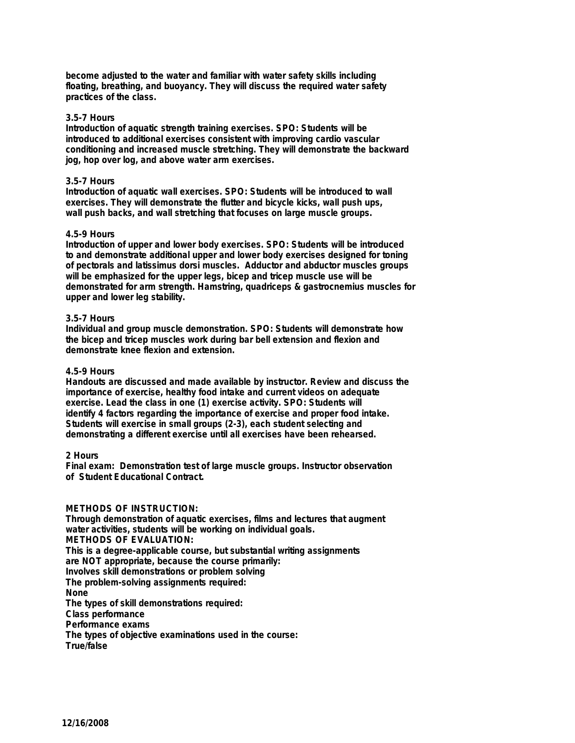become adjusted to the water and familiar with water safety skills including floating, breathing, and buoyancy. They will discuss the required water safety practices of the class.

**3.5-7 Hours**
Introduction of aquatic strength training exercises. SPO: Students will be introduced to additional exercises consistent with improving cardio vascular conditioning and increased muscle stretching. They will demonstrate the backward jog, hop over log, and above water arm exercises.

**3.5-7 Hours**
Introduction of aquatic wall exercises. SPO: Students will be introduced to wall exercises. They will demonstrate the flutter and bicycle kicks, wall push ups, wall push backs, and wall stretching that focuses on large muscle groups.

**4.5-9 Hours**
Introduction of upper and lower body exercises. SPO: Students will be introduced to and demonstrate additional upper and lower body exercises designed for toning of pectorals and latissimus dorsi muscles. Adductor and abductor muscles groups will be emphasized for the upper legs, bicep and tricep muscle use will be demonstrated for arm strength. Hamstring, quadriceps & gastrocnemius muscles for upper and lower leg stability.

**3.5-7 Hours**
Individual and group muscle demonstration. SPO: Students will demonstrate how the bicep and tricep muscles work during bar bell extension and flexion and demonstrate knee flexion and extension.

**4.5-9 Hours**
Handouts are discussed and made available by instructor. Review and discuss the importance of exercise, healthy food intake and current videos on adequate exercise. Lead the class in one (1) exercise activity. SPO: Students will identify 4 factors regarding the importance of exercise and proper food intake. Students will exercise in small groups (2-3), each student selecting and demonstrating a different exercise until all exercises have been rehearsed.

**2 Hours**
Final exam: Demonstration test of large muscle groups. Instructor observation of Student Educational Contract.

**METHODS OF INSTRUCTION:**
Through demonstration of aquatic exercises, films and lectures that augment water activities, students will be working on individual goals.

**METHODS OF EVALUATION:**
This is a degree-applicable course, but substantial writing assignments are NOT appropriate, because the course primarily:
Involves skill demonstrations or problem solving
The problem-solving assignments required:
None
The types of skill demonstrations required:
Class performance
Performance exams
The types of objective examinations used in the course:
True/false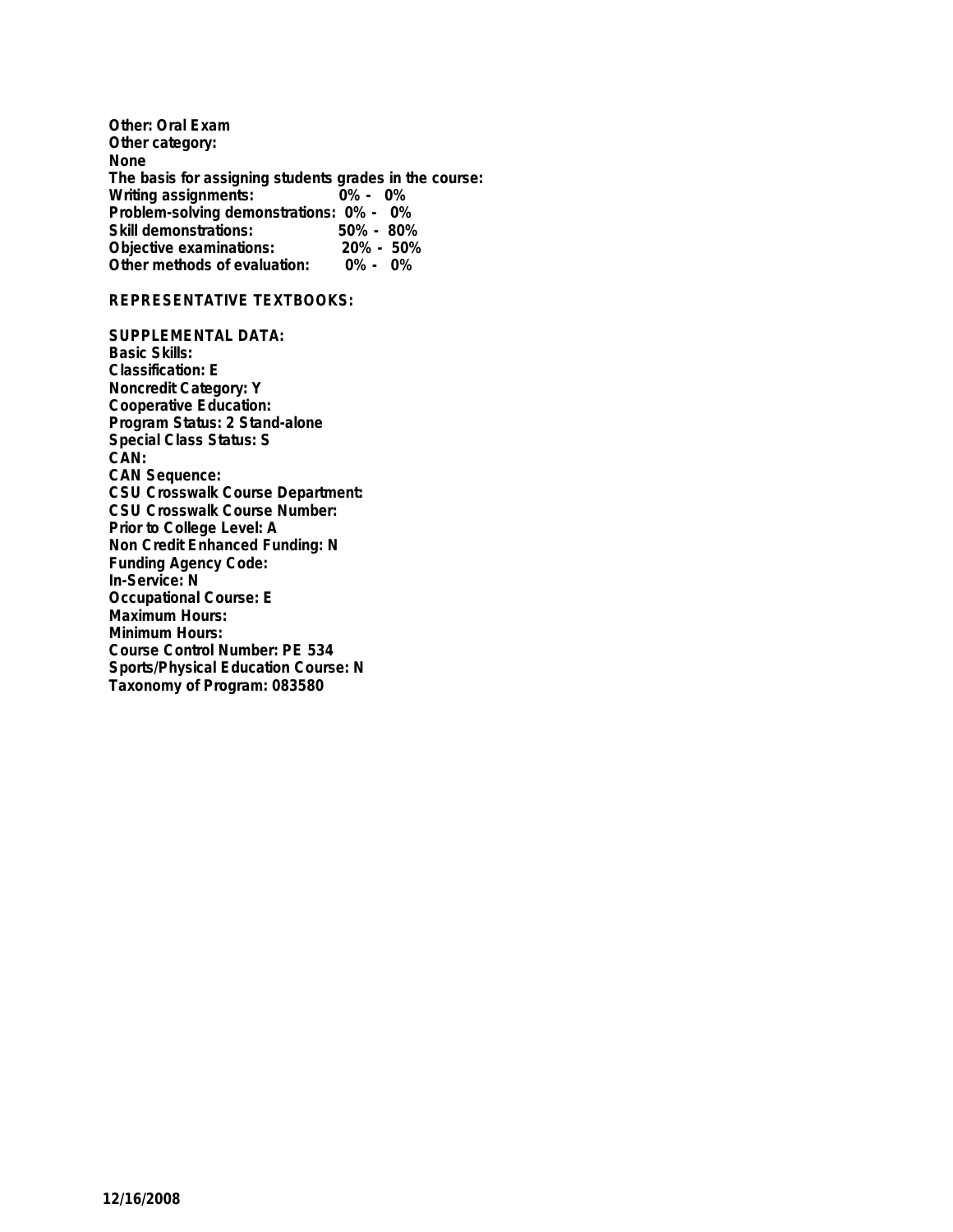**Other: Oral Exam**
**Other category:**
**None**
**The basis for assigning students grades in the course:**

| | |
|---|---|
| **Writing assignments:** | **0% - 0%** |
| **Problem-solving demonstrations:** | **0% - 0%** |
| **Skill demonstrations:** | **50% - 80%** |
| **Objective examinations:** | **20% - 50%** |
| **Other methods of evaluation:** | **0% - 0%** |

**REPRESENTATIVE TEXTBOOKS:**

**SUPPLEMENTAL DATA:**
**Basic Skills:**
**Classification: E**
**Noncredit Category: Y**
**Cooperative Education:**
**Program Status: 2 Stand-alone**
**Special Class Status: S**
**CAN:**
**CAN Sequence:**
**CSU Crosswalk Course Department:**
**CSU Crosswalk Course Number:**
**Prior to College Level: A**
**Non Credit Enhanced Funding: N**
**Funding Agency Code:**
**In-Service: N**
**Occupational Course: E**
**Maximum Hours:**
**Minimum Hours:**
**Course Control Number: PE 534**
**Sports/Physical Education Course: N**
**Taxonomy of Program: 083580**